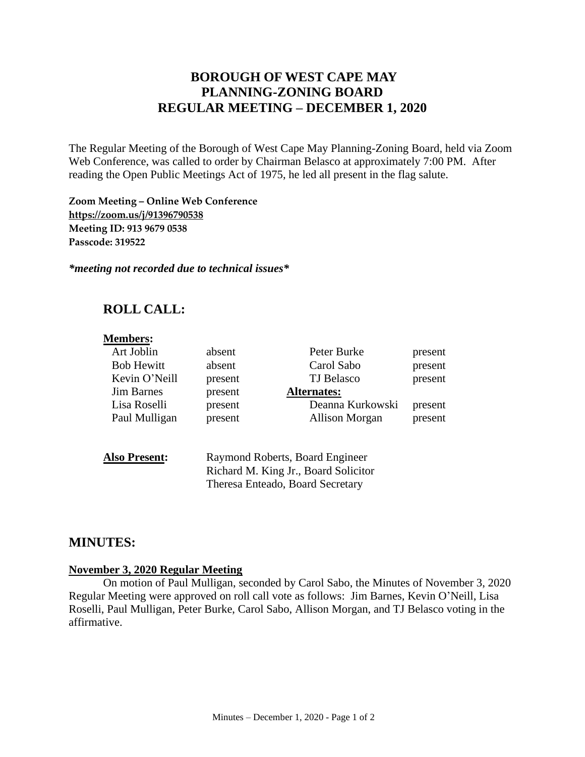# BOROUGH OF WEST CAPE MAY
# PLANNING-ZONING BOARD
# REGULAR MEETING – DECEMBER 1, 2020

The Regular Meeting of the Borough of West Cape May Planning-Zoning Board, held via Zoom Web Conference, was called to order by Chairman Belasco at approximately 7:00 PM. After reading the Open Public Meetings Act of 1975, he led all present in the flag salute.

**Zoom Meeting – Online Web Conference**
**https://zoom.us/j/91396790538**
**Meeting ID: 913 9679 0538**
**Passcode: 319522**

***meeting not recorded due to technical issues***

## ROLL CALL:

**Members:**

| | | | |
|---|---|---|---|
| Art Joblin | absent | Peter Burke | present |
| Bob Hewitt | absent | Carol Sabo | present |
| Kevin O'Neill | present | TJ Belasco | present |
| Jim Barnes | present | **Alternates:** | |
| Lisa Roselli | present | Deanna Kurkowski | present |
| Paul Mulligan | present | Allison Morgan | present |

**Also Present:** Raymond Roberts, Board Engineer
Richard M. King Jr., Board Solicitor
Theresa Enteado, Board Secretary

## MINUTES:

**November 3, 2020 Regular Meeting**

On motion of Paul Mulligan, seconded by Carol Sabo, the Minutes of November 3, 2020 Regular Meeting were approved on roll call vote as follows: Jim Barnes, Kevin O'Neill, Lisa Roselli, Paul Mulligan, Peter Burke, Carol Sabo, Allison Morgan, and TJ Belasco voting in the affirmative.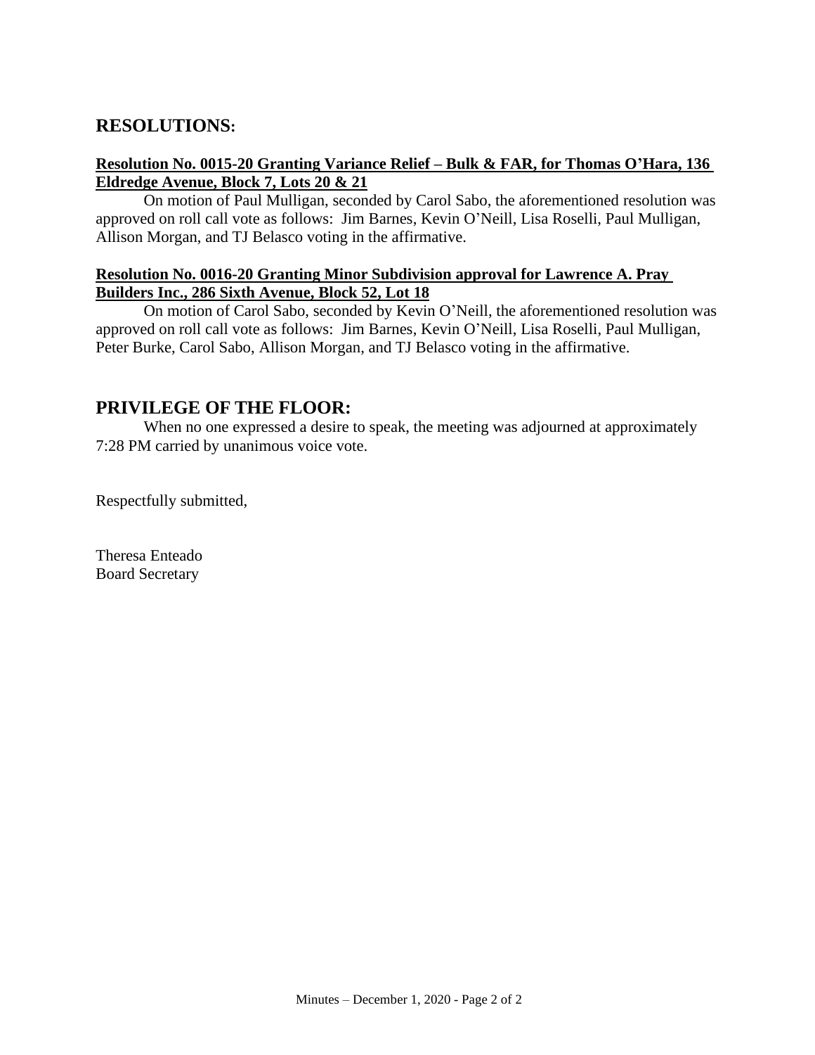## RESOLUTIONS:

**Resolution No. 0015-20 Granting Variance Relief – Bulk & FAR, for Thomas O'Hara, 136 Eldredge Avenue, Block 7, Lots 20 & 21**

On motion of Paul Mulligan, seconded by Carol Sabo, the aforementioned resolution was approved on roll call vote as follows: Jim Barnes, Kevin O'Neill, Lisa Roselli, Paul Mulligan, Allison Morgan, and TJ Belasco voting in the affirmative.

**Resolution No. 0016-20 Granting Minor Subdivision approval for Lawrence A. Pray Builders Inc., 286 Sixth Avenue, Block 52, Lot 18**

On motion of Carol Sabo, seconded by Kevin O'Neill, the aforementioned resolution was approved on roll call vote as follows: Jim Barnes, Kevin O'Neill, Lisa Roselli, Paul Mulligan, Peter Burke, Carol Sabo, Allison Morgan, and TJ Belasco voting in the affirmative.

## PRIVILEGE OF THE FLOOR:

When no one expressed a desire to speak, the meeting was adjourned at approximately 7:28 PM carried by unanimous voice vote.

Respectfully submitted,

Theresa Enteado
Board Secretary